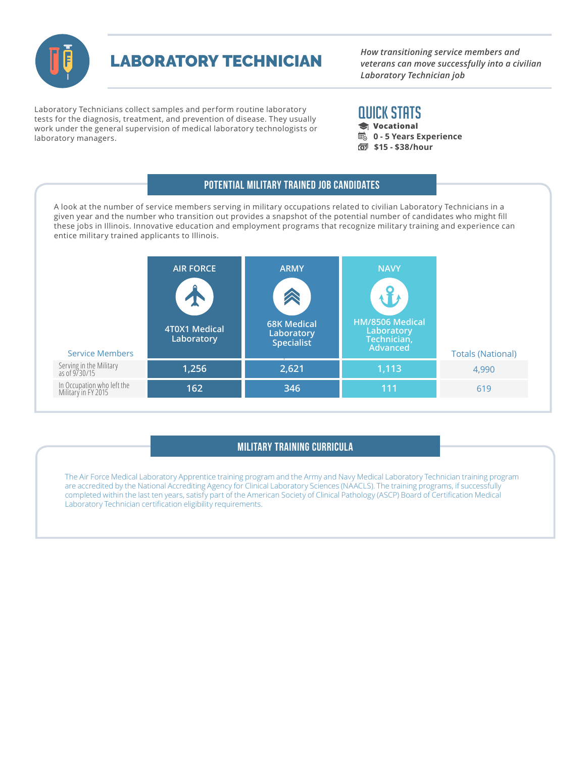# LABORATORY TECHNICIAN

*How transitioning service members and veterans can move successfully into a civilian Laboratory Technician job*

Laboratory Technicians collect samples and perform routine laboratory tests for the diagnosis, treatment, and prevention of disease. They usually work under the general supervision of medical laboratory technologists or laboratory managers.

## QUICK STATS

- **Vocational**
- **0 - 5 Years Experience**
- **$15 - $38/hour**

## POTENTIAL MILITARY TRAINED JOB CANDIDATES

A look at the number of service members serving in military occupations related to civilian Laboratory Technicians in a given year and the number who transition out provides a snapshot of the potential number of candidates who might fill these jobs in Illinois. Innovative education and employment programs that recognize military training and experience can entice military trained applicants to Illinois.

| Service Members | AIR FORCE<br>4T0X1 Medical Laboratory | ARMY<br>68K Medical Laboratory Specialist | NAVY<br>HM/8506 Medical Laboratory Technician, Advanced | Totals (National) |
|---|---|---|---|---|
| Serving in the Military as of 9/30/15 | 1,256 | 2,621 | 1,113 | 4,990 |
| In Occupation who left the Military in FY 2015 | 162 | 346 | 111 | 619 |

## MILITARY TRAINING CURRICULA

The Air Force Medical Laboratory Apprentice training program and the Army and Navy Medical Laboratory Technician training program are accredited by the National Accrediting Agency for Clinical Laboratory Sciences (NAACLS). The training programs, if successfully completed within the last ten years, satisfy part of the American Society of Clinical Pathology (ASCP) Board of Certification Medical Laboratory Technician certification eligibility requirements.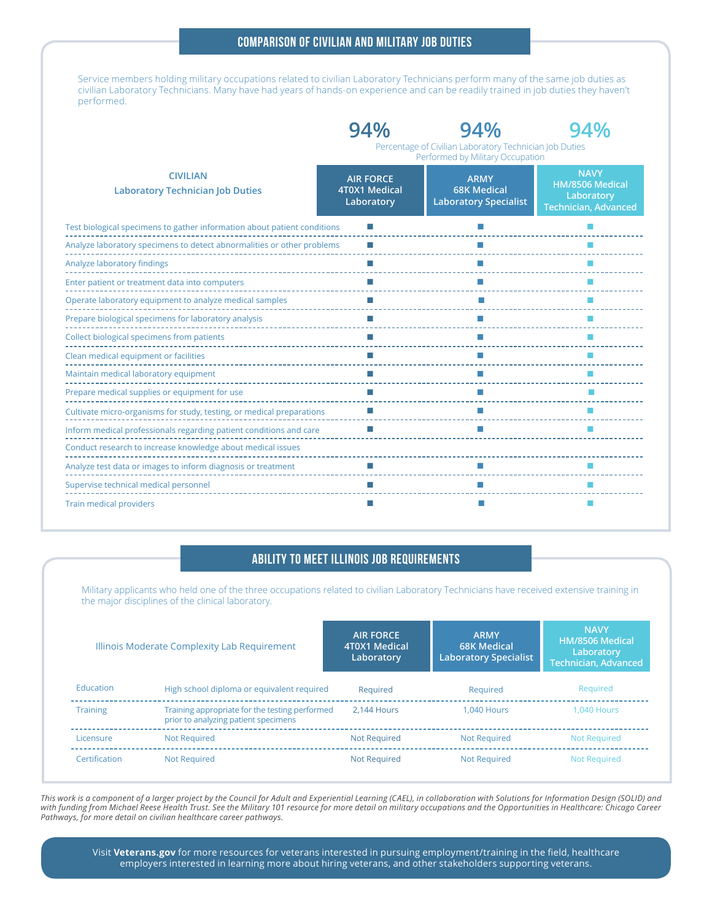## COMPARISON OF CIVILIAN AND MILITARY JOB DUTIES

Service members holding military occupations related to civilian Laboratory Technicians perform many of the same job duties as civilian Laboratory Technicians. Many have had years of hands-on experience and can be readily trained in job duties they haven't performed.

Percentage of Civilian Laboratory Technician Job Duties Performed by Military Occupation

| CIVILIAN Laboratory Technician Job Duties | AIR FORCE 4T0X1 Medical Laboratory | ARMY 68K Medical Laboratory Specialist | NAVY HM/8506 Medical Laboratory Technician, Advanced |
|---|---|---|---|
| | 94% | 94% | 94% |
| Test biological specimens to gather information about patient conditions | ■ | ■ | ■ |
| Analyze laboratory specimens to detect abnormalities or other problems | ■ | ■ | ■ |
| Analyze laboratory findings | ■ | ■ | ■ |
| Enter patient or treatment data into computers | ■ | ■ | ■ |
| Operate laboratory equipment to analyze medical samples | ■ | ■ | ■ |
| Prepare biological specimens for laboratory analysis | ■ | ■ | ■ |
| Collect biological specimens from patients | ■ | ■ | ■ |
| Clean medical equipment or facilities | ■ | ■ | ■ |
| Maintain medical laboratory equipment | ■ | ■ | ■ |
| Prepare medical supplies or equipment for use | ■ | ■ | ■ |
| Cultivate micro-organisms for study, testing, or medical preparations | ■ | ■ | ■ |
| Inform medical professionals regarding patient conditions and care | ■ | ■ | ■ |
| Conduct research to increase knowledge about medical issues | | | |
| Analyze test data or images to inform diagnosis or treatment | ■ | ■ | ■ |
| Supervise technical medical personnel | ■ | ■ | ■ |
| Train medical providers | ■ | ■ | ■ |

## ABILITY TO MEET ILLINOIS JOB REQUIREMENTS

Military applicants who held one of the three occupations related to civilian Laboratory Technicians have received extensive training in the major disciplines of the clinical laboratory.

| Illinois Moderate Complexity Lab Requirement | | AIR FORCE 4T0X1 Medical Laboratory | ARMY 68K Medical Laboratory Specialist | NAVY HM/8506 Medical Laboratory Technician, Advanced |
|---|---|---|---|---|
| Education | High school diploma or equivalent required | Required | Required | Required |
| Training | Training appropriate for the testing performed prior to analyzing patient specimens | 2,144 Hours | 1,040 Hours | 1,040 Hours |
| Licensure | Not Required | Not Required | Not Required | Not Required |
| Certification | Not Required | Not Required | Not Required | Not Required |

*This work is a component of a larger project by the Council for Adult and Experiential Learning (CAEL), in collaboration with Solutions for Information Design (SOLID) and with funding from Michael Reese Health Trust. See the Military 101 resource for more detail on military occupations and the Opportunities in Healthcare: Chicago Career Pathways, for more detail on civilian healthcare career pathways.*

Visit **Veterans.gov** for more resources for veterans interested in pursuing employment/training in the field, healthcare employers interested in learning more about hiring veterans, and other stakeholders supporting veterans.